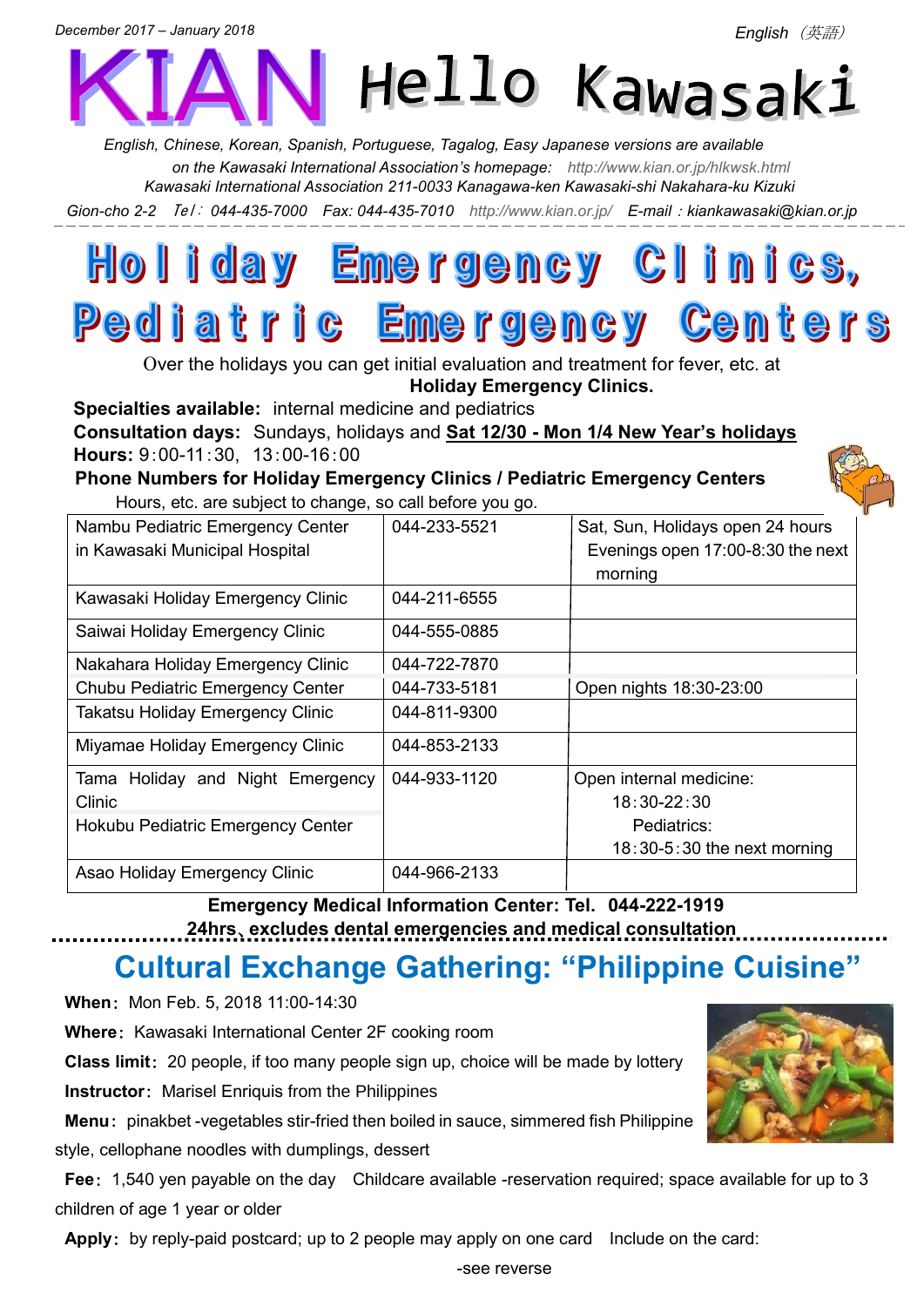December 2017 – January 2018

English（英語）

# KIAN Hello Kawasaki

*English, Chinese, Korean, Spanish, Portuguese, Tagalog, Easy Japanese versions are available on the Kawasaki International Association's homepage: http://www.kian.or.jp/hlkwsk.html*
*Kawasaki International Association 211-0033 Kanagawa-ken Kawasaki-shi Nakahara-ku Kizuki Gion-cho 2-2 Tel：044-435-7000 Fax: 044-435-7010 http://www.kian.or.jp/ E-mail：kiankawasaki@kian.or.jp*

## Holiday Emergency Clinics, Pediatric Emergency Centers

Over the holidays you can get initial evaluation and treatment for fever, etc. at **Holiday Emergency Clinics.**

**Specialties available:** internal medicine and pediatrics
**Consultation days:** Sundays, holidays and **Sat 12/30 - Mon 1/4 New Year's holidays**
**Hours:** 9:00-11:30, 13:00-16:00

**Phone Numbers for Holiday Emergency Clinics / Pediatric Emergency Centers**

Hours, etc. are subject to change, so call before you go.

| | | |
|---|---|---|
| Nambu Pediatric Emergency Center in Kawasaki Municipal Hospital | 044-233-5521 | Sat, Sun, Holidays open 24 hours Evenings open 17:00-8:30 the next morning |
| Kawasaki Holiday Emergency Clinic | 044-211-6555 | |
| Saiwai Holiday Emergency Clinic | 044-555-0885 | |
| Nakahara Holiday Emergency Clinic | 044-722-7870 | |
| Chubu Pediatric Emergency Center | 044-733-5181 | Open nights 18:30-23:00 |
| Takatsu Holiday Emergency Clinic | 044-811-9300 | |
| Miyamae Holiday Emergency Clinic | 044-853-2133 | |
| Tama Holiday and Night Emergency Clinic<br>Hokubu Pediatric Emergency Center | 044-933-1120 | Open internal medicine: 18:30-22:30<br>Pediatrics: 18:30-5:30 the next morning |
| Asao Holiday Emergency Clinic | 044-966-2133 | |

**Emergency Medical Information Center: Tel. 044-222-1919**
**24hrs、excludes dental emergencies and medical consultation**

## Cultural Exchange Gathering: "Philippine Cuisine"

**When**：Mon Feb. 5, 2018 11:00-14:30
**Where**：Kawasaki International Center 2F cooking room
**Class limit**：20 people, if too many people sign up, choice will be made by lottery
**Instructor**：Marisel Enriquis from the Philippines
**Menu**：pinakbet -vegetables stir-fried then boiled in sauce, simmered fish Philippine style, cellophane noodles with dumplings, dessert
**Fee**：1,540 yen payable on the day　Childcare available -reservation required; space available for up to 3 children of age 1 year or older
**Apply**：by reply-paid postcard; up to 2 people may apply on one card　Include on the card:

-see reverse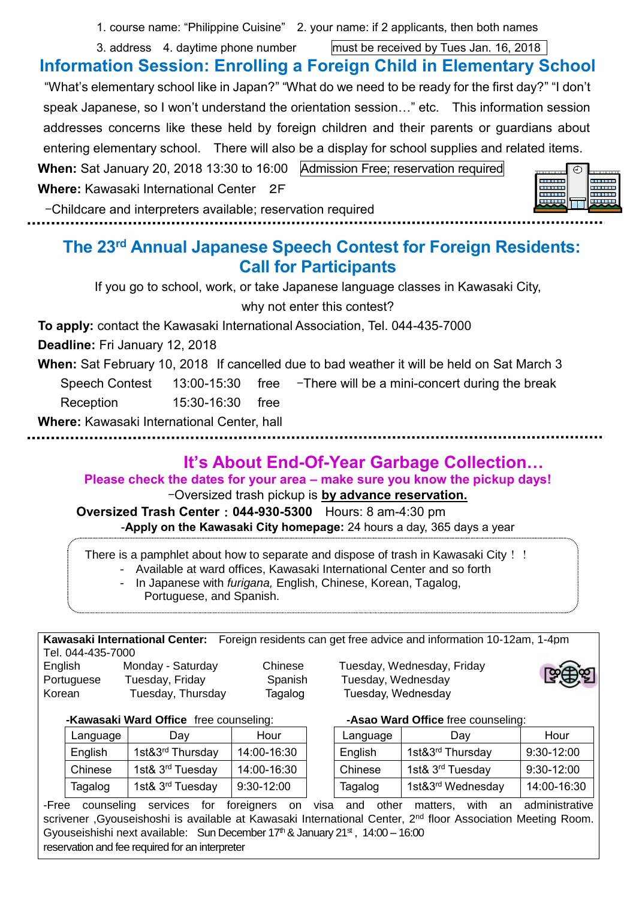1. course name: “Philippine Cuisine” 2. your name: if 2 applicants, then both names
3. address 4. daytime phone number must be received by Tues Jan. 16, 2018

## Information Session: Enrolling a Foreign Child in Elementary School

“What’s elementary school like in Japan?” “What do we need to be ready for the first day?” “I don’t speak Japanese, so I won’t understand the orientation session…” etc. This information session addresses concerns like these held by foreign children and their parents or guardians about entering elementary school. There will also be a display for school supplies and related items.

**When:** Sat January 20, 2018 13:30 to 16:00 Admission Free; reservation required

**Where:** Kawasaki International Center 2F

−Childcare and interpreters available; reservation required

## The 23rd Annual Japanese Speech Contest for Foreign Residents: Call for Participants

If you go to school, work, or take Japanese language classes in Kawasaki City, why not enter this contest?

**To apply:** contact the Kawasaki International Association, Tel. 044-435-7000

**Deadline:** Fri January 12, 2018

**When:** Sat February 10, 2018 If cancelled due to bad weather it will be held on Sat March 3

Speech Contest 13:00-15:30 free −There will be a mini-concert during the break

Reception 15:30-16:30 free

**Where:** Kawasaki International Center, hall

## It’s About End-Of-Year Garbage Collection…

**Please check the dates for your area – make sure you know the pickup days!**

−Oversized trash pickup is **by advance reservation.**

**Oversized Trash Center：044-930-5300** Hours: 8 am-4:30 pm

-**Apply on the Kawasaki City homepage:** 24 hours a day, 365 days a year

There is a pamphlet about how to separate and dispose of trash in Kawasaki City！！

- Available at ward offices, Kawasaki International Center and so forth
- In Japanese with *furigana,* English, Chinese, Korean, Tagalog, Portuguese, and Spanish.

**Kawasaki International Center:** Foreign residents can get free advice and information 10-12am, 1-4pm
Tel. 044-435-7000

| | | | |
|---|---|---|---|
| English | Monday - Saturday | Chinese | Tuesday, Wednesday, Friday |
| Portuguese | Tuesday, Friday | Spanish | Tuesday, Wednesday |
| Korean | Tuesday, Thursday | Tagalog | Tuesday, Wednesday |

**-Kawasaki Ward Office** free counseling:

| Language | Day | Hour |
|---|---|---|
| English | 1st&3rd Thursday | 14:00-16:30 |
| Chinese | 1st& 3rd Tuesday | 14:00-16:30 |
| Tagalog | 1st& 3rd Tuesday | 9:30-12:00 |

**-Asao Ward Office** free counseling:

| Language | Day | Hour |
|---|---|---|
| English | 1st&3rd Thursday | 9:30-12:00 |
| Chinese | 1st& 3rd Tuesday | 9:30-12:00 |
| Tagalog | 1st&3rd Wednesday | 14:00-16:30 |

-Free counseling services for foreigners on visa and other matters, with an administrative scrivener ,Gyouseishoshi is available at Kawasaki International Center, 2nd floor Association Meeting Room. Gyouseishishi next available: Sun December 17th & January 21st , 14:00 – 16:00
reservation and fee required for an interpreter